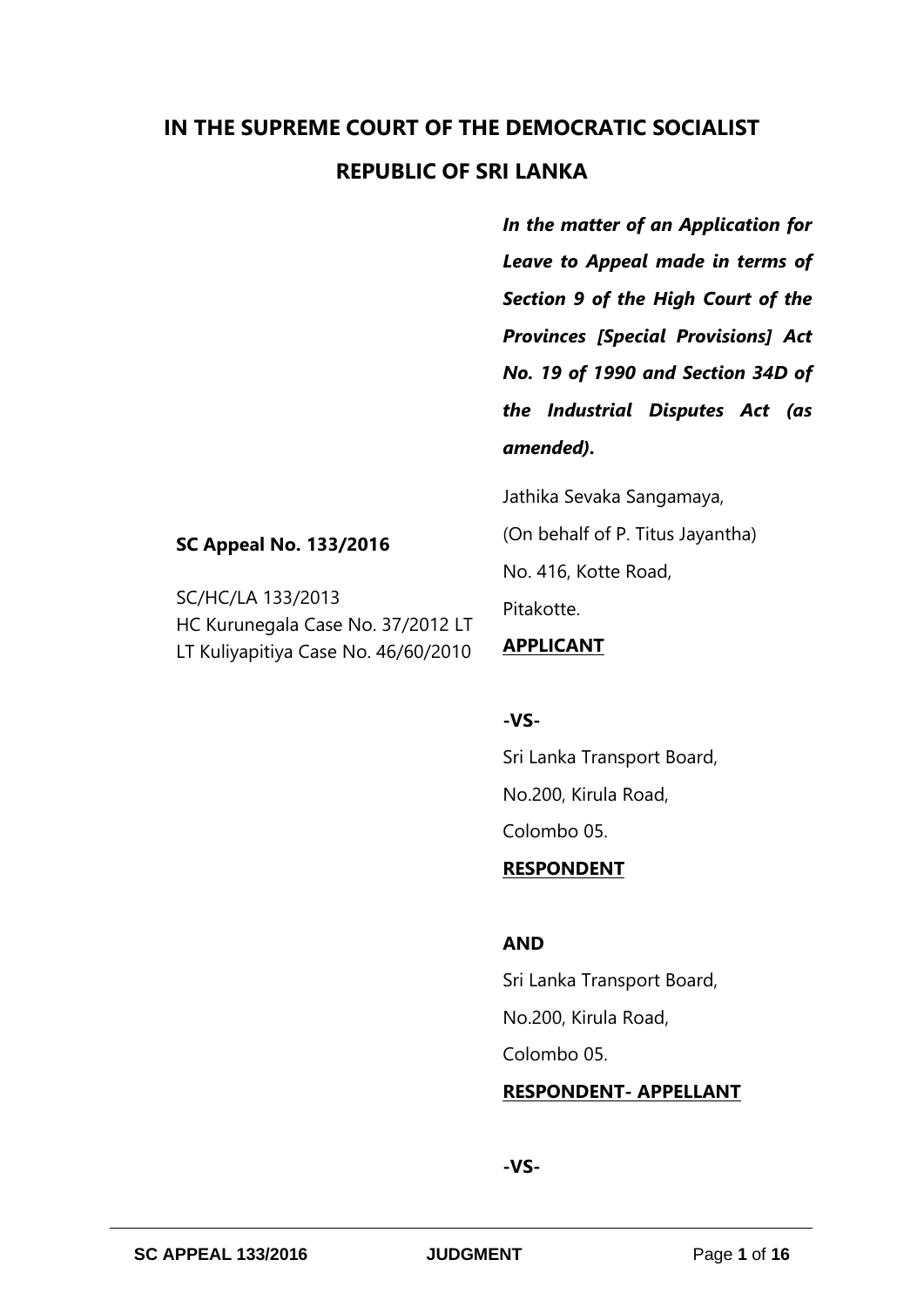# IN THE SUPREME COURT OF THE DEMOCRATIC SOCIALIST REPUBLIC OF SRI LANKA

***In the matter of an Application for Leave to Appeal made in terms of Section 9 of the High Court of the Provinces [Special Provisions] Act No. 19 of 1990 and Section 34D of the Industrial Disputes Act (as amended).***

**SC Appeal No. 133/2016**

SC/HC/LA 133/2013
HC Kurunegala Case No. 37/2012 LT
LT Kuliyapitiya Case No. 46/60/2010

Jathika Sevaka Sangamaya,
(On behalf of P. Titus Jayantha)
No. 416, Kotte Road,
Pitakotte.

**APPLICANT**

**-VS-**

Sri Lanka Transport Board,
No.200, Kirula Road,
Colombo 05.

**RESPONDENT**

**AND**

Sri Lanka Transport Board,
No.200, Kirula Road,
Colombo 05.

**RESPONDENT- APPELLANT**

**-VS-**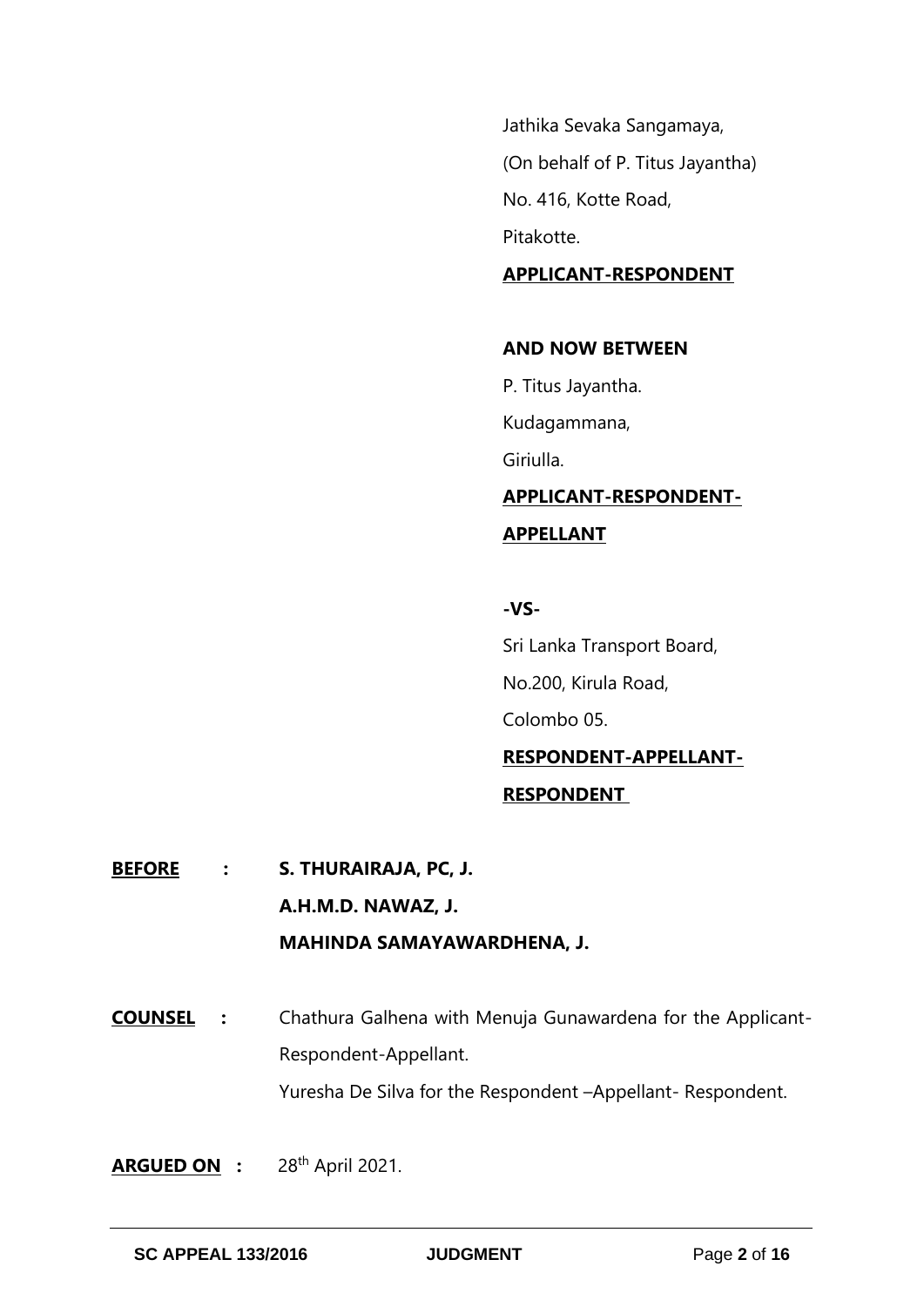Jathika Sevaka Sangamaya,
(On behalf of P. Titus Jayantha)
No. 416, Kotte Road,
Pitakotte.

**APPLICANT-RESPONDENT**

**AND NOW BETWEEN**

P. Titus Jayantha.
Kudagammana,
Giriulla.

**APPLICANT-RESPONDENT-APPELLANT**

**-VS-**

Sri Lanka Transport Board,
No.200, Kirula Road,
Colombo 05.

**RESPONDENT-APPELLANT-RESPONDENT**

**BEFORE :** **S. THURAIRAJA, PC, J.**
**A.H.M.D. NAWAZ, J.**
**MAHINDA SAMAYAWARDHENA, J.**

**COUNSEL :** Chathura Galhena with Menuja Gunawardena for the Applicant-Respondent-Appellant.
Yuresha De Silva for the Respondent –Appellant- Respondent.

**ARGUED ON :** 28th April 2021.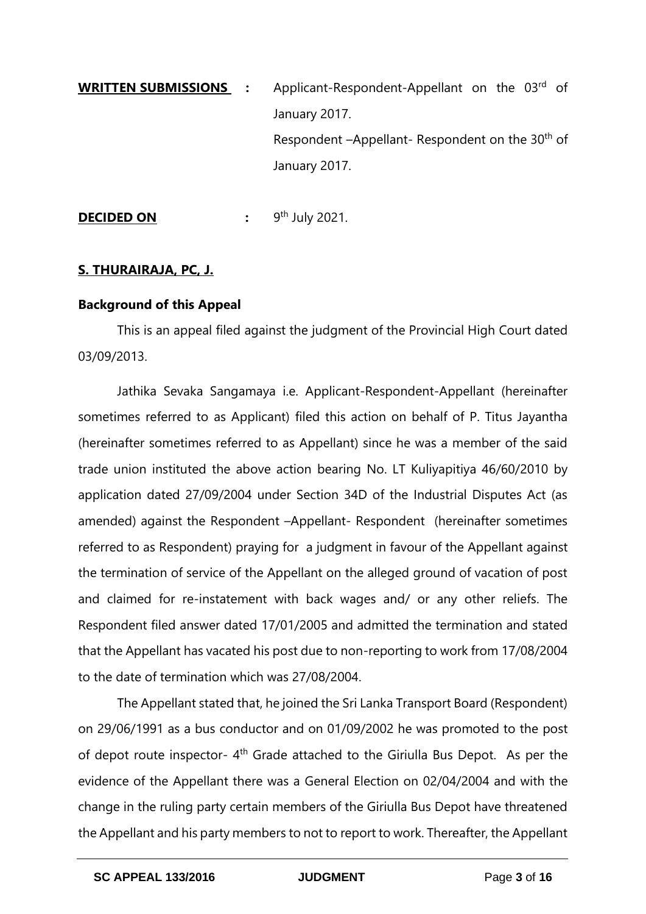**WRITTEN SUBMISSIONS** : Applicant-Respondent-Appellant on the 03rd of January 2017.

Respondent –Appellant- Respondent on the 30th of January 2017.

**DECIDED ON** : 9th July 2021.

**S. THURAIRAJA, PC, J.**

**Background of this Appeal**

This is an appeal filed against the judgment of the Provincial High Court dated 03/09/2013.

Jathika Sevaka Sangamaya i.e. Applicant-Respondent-Appellant (hereinafter sometimes referred to as Applicant) filed this action on behalf of P. Titus Jayantha (hereinafter sometimes referred to as Appellant) since he was a member of the said trade union instituted the above action bearing No. LT Kuliyapitiya 46/60/2010 by application dated 27/09/2004 under Section 34D of the Industrial Disputes Act (as amended) against the Respondent –Appellant- Respondent (hereinafter sometimes referred to as Respondent) praying for a judgment in favour of the Appellant against the termination of service of the Appellant on the alleged ground of vacation of post and claimed for re-instatement with back wages and/ or any other reliefs. The Respondent filed answer dated 17/01/2005 and admitted the termination and stated that the Appellant has vacated his post due to non-reporting to work from 17/08/2004 to the date of termination which was 27/08/2004.

The Appellant stated that, he joined the Sri Lanka Transport Board (Respondent) on 29/06/1991 as a bus conductor and on 01/09/2002 he was promoted to the post of depot route inspector- 4th Grade attached to the Giriulla Bus Depot. As per the evidence of the Appellant there was a General Election on 02/04/2004 and with the change in the ruling party certain members of the Giriulla Bus Depot have threatened the Appellant and his party members to not to report to work. Thereafter, the Appellant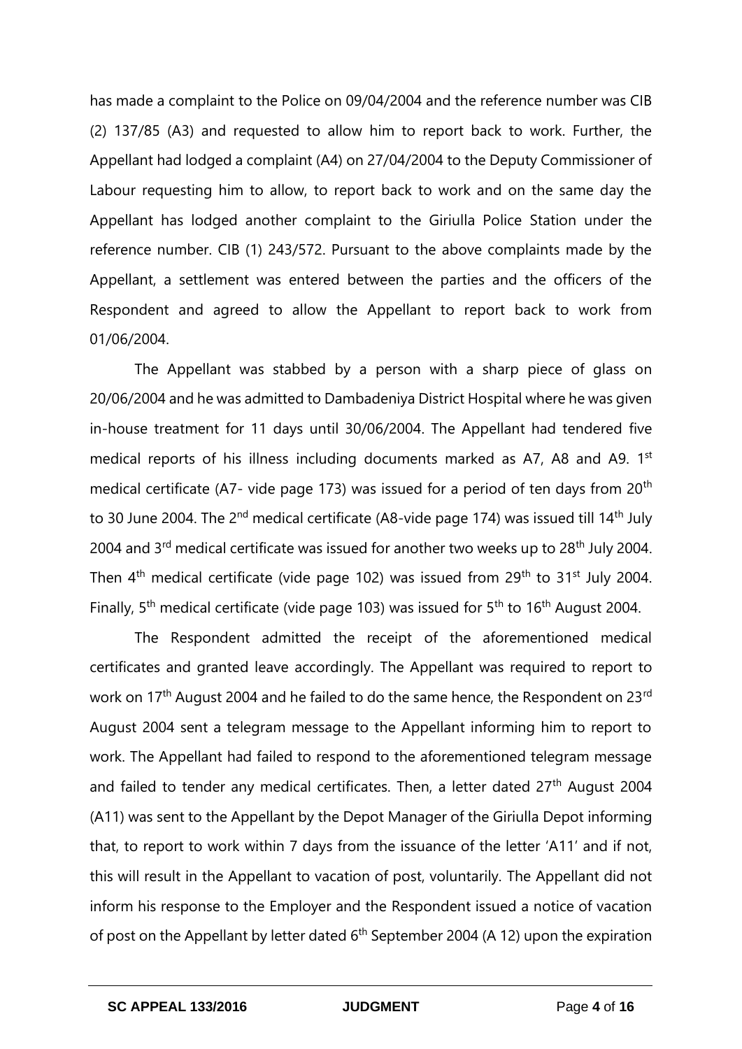has made a complaint to the Police on 09/04/2004 and the reference number was CIB (2) 137/85 (A3) and requested to allow him to report back to work. Further, the Appellant had lodged a complaint (A4) on 27/04/2004 to the Deputy Commissioner of Labour requesting him to allow, to report back to work and on the same day the Appellant has lodged another complaint to the Giriulla Police Station under the reference number. CIB (1) 243/572. Pursuant to the above complaints made by the Appellant, a settlement was entered between the parties and the officers of the Respondent and agreed to allow the Appellant to report back to work from 01/06/2004.

The Appellant was stabbed by a person with a sharp piece of glass on 20/06/2004 and he was admitted to Dambadeniya District Hospital where he was given in-house treatment for 11 days until 30/06/2004. The Appellant had tendered five medical reports of his illness including documents marked as A7, A8 and A9. 1st medical certificate (A7- vide page 173) was issued for a period of ten days from 20th to 30 June 2004. The 2nd medical certificate (A8-vide page 174) was issued till 14th July 2004 and 3rd medical certificate was issued for another two weeks up to 28th July 2004. Then 4th medical certificate (vide page 102) was issued from 29th to 31st July 2004. Finally, 5th medical certificate (vide page 103) was issued for 5th to 16th August 2004.

The Respondent admitted the receipt of the aforementioned medical certificates and granted leave accordingly. The Appellant was required to report to work on 17th August 2004 and he failed to do the same hence, the Respondent on 23rd August 2004 sent a telegram message to the Appellant informing him to report to work. The Appellant had failed to respond to the aforementioned telegram message and failed to tender any medical certificates. Then, a letter dated 27th August 2004 (A11) was sent to the Appellant by the Depot Manager of the Giriulla Depot informing that, to report to work within 7 days from the issuance of the letter 'A11' and if not, this will result in the Appellant to vacation of post, voluntarily. The Appellant did not inform his response to the Employer and the Respondent issued a notice of vacation of post on the Appellant by letter dated 6th September 2004 (A 12) upon the expiration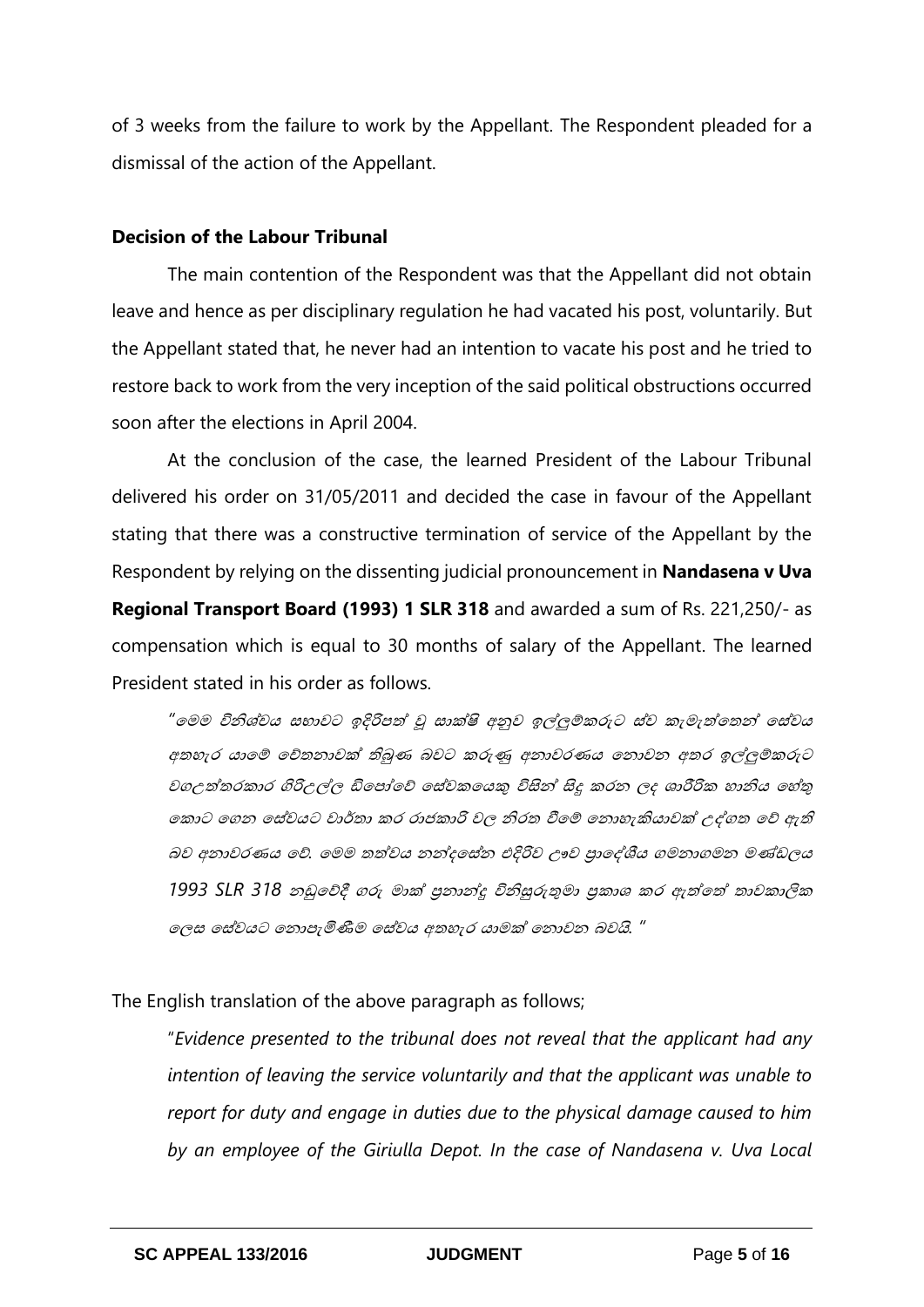of 3 weeks from the failure to work by the Appellant. The Respondent pleaded for a dismissal of the action of the Appellant.

**Decision of the Labour Tribunal**

The main contention of the Respondent was that the Appellant did not obtain leave and hence as per disciplinary regulation he had vacated his post, voluntarily. But the Appellant stated that, he never had an intention to vacate his post and he tried to restore back to work from the very inception of the said political obstructions occurred soon after the elections in April 2004.

At the conclusion of the case, the learned President of the Labour Tribunal delivered his order on 31/05/2011 and decided the case in favour of the Appellant stating that there was a constructive termination of service of the Appellant by the Respondent by relying on the dissenting judicial pronouncement in **Nandasena v Uva Regional Transport Board (1993) 1 SLR 318** and awarded a sum of Rs. 221,250/- as compensation which is equal to 30 months of salary of the Appellant. The learned President stated in his order as follows.

> *"මෙම විනිශ්චය සභාවට ඉදිරිපත් වූ සාක්ෂි අනුව ඉල්ලුම්කරුට ස්ව කැමැත්තෙන් සේවය අතහැර යාමේ චේතනාවක් තිබුණ බවට කරුණු අනාවරණය නොවන අතර ඉල්ලුම්කරුට වගඋත්තරකාර ගිරිඋල්ල ඩිපෝවේ සේවකයෙකු විසින් සිදු කරන ලද ශාරීරික හානිය හේතු කොට ගෙන සේවයට වාර්තා කර රාජකාරි වල නිරත වීමේ නොහැකියාවක් උද්ගත වේ ඇති බව අනාවරණය වේ. මෙම තත්වය නන්දසේන එදිරිව ඌව ප්‍රාදේශීය ගමනාගමන මණ්ඩලය 1993 SLR 318 නඩුවේදී ගරු මාක් ප්‍රනාන්දු විනිසුරුතුමා ප්‍රකාශ කර ඇත්තේ තාවකාලික ලෙස සේවයට නොපැමිණීම සේවය අතහැර යාමක් නොවන බවයි. "*

The English translation of the above paragraph as follows;

> "*Evidence presented to the tribunal does not reveal that the applicant had any intention of leaving the service voluntarily and that the applicant was unable to report for duty and engage in duties due to the physical damage caused to him by an employee of the Giriulla Depot. In the case of Nandasena v. Uva Local*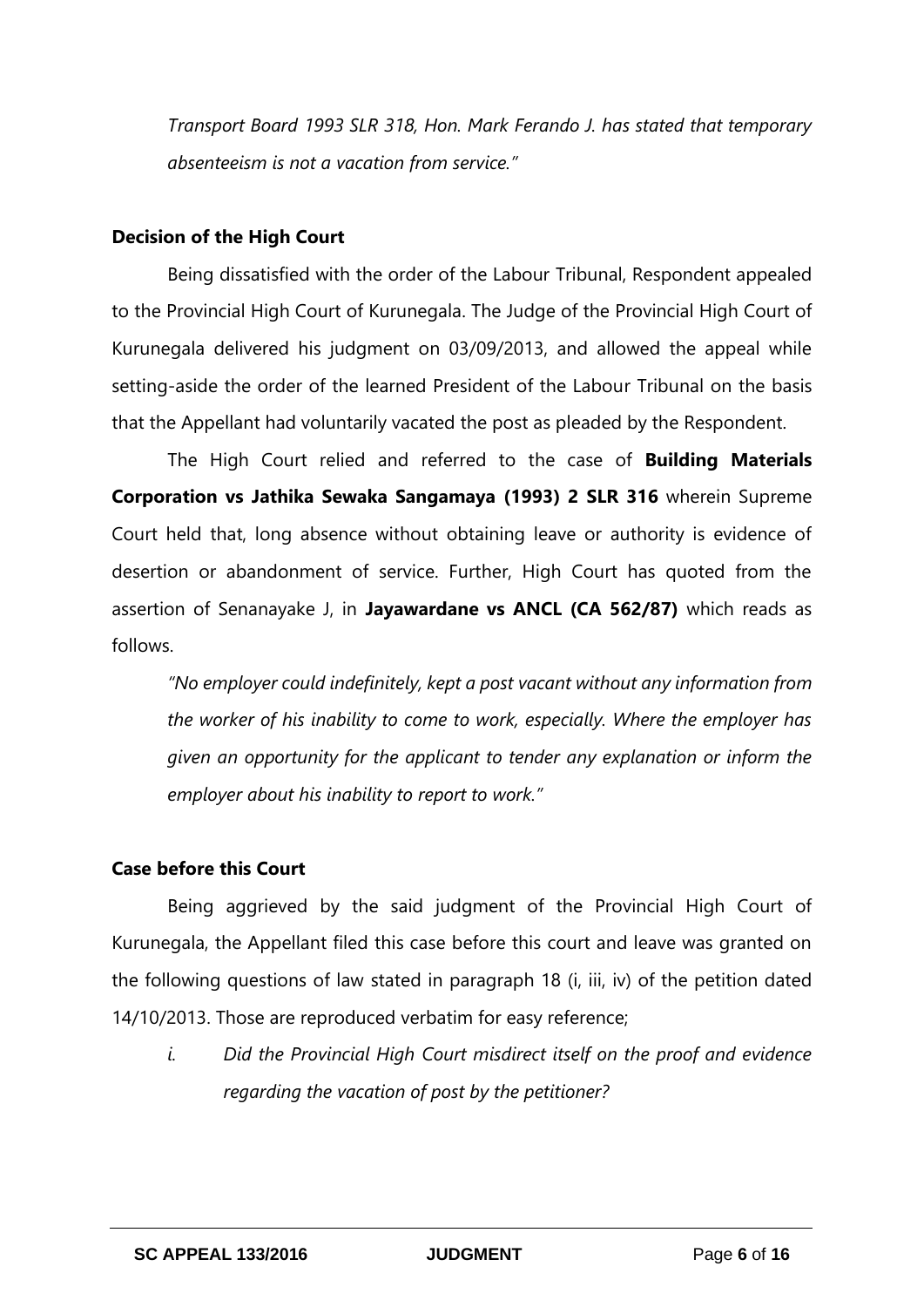*Transport Board 1993 SLR 318, Hon. Mark Ferando J. has stated that temporary absenteeism is not a vacation from service."*

**Decision of the High Court**

Being dissatisfied with the order of the Labour Tribunal, Respondent appealed to the Provincial High Court of Kurunegala. The Judge of the Provincial High Court of Kurunegala delivered his judgment on 03/09/2013, and allowed the appeal while setting-aside the order of the learned President of the Labour Tribunal on the basis that the Appellant had voluntarily vacated the post as pleaded by the Respondent.

The High Court relied and referred to the case of **Building Materials Corporation vs Jathika Sewaka Sangamaya (1993) 2 SLR 316** wherein Supreme Court held that, long absence without obtaining leave or authority is evidence of desertion or abandonment of service. Further, High Court has quoted from the assertion of Senanayake J, in **Jayawardane vs ANCL (CA 562/87)** which reads as follows.

*"No employer could indefinitely, kept a post vacant without any information from the worker of his inability to come to work, especially. Where the employer has given an opportunity for the applicant to tender any explanation or inform the employer about his inability to report to work."*

**Case before this Court**

Being aggrieved by the said judgment of the Provincial High Court of Kurunegala, the Appellant filed this case before this court and leave was granted on the following questions of law stated in paragraph 18 (i, iii, iv) of the petition dated 14/10/2013. Those are reproduced verbatim for easy reference;

i. *Did the Provincial High Court misdirect itself on the proof and evidence regarding the vacation of post by the petitioner?*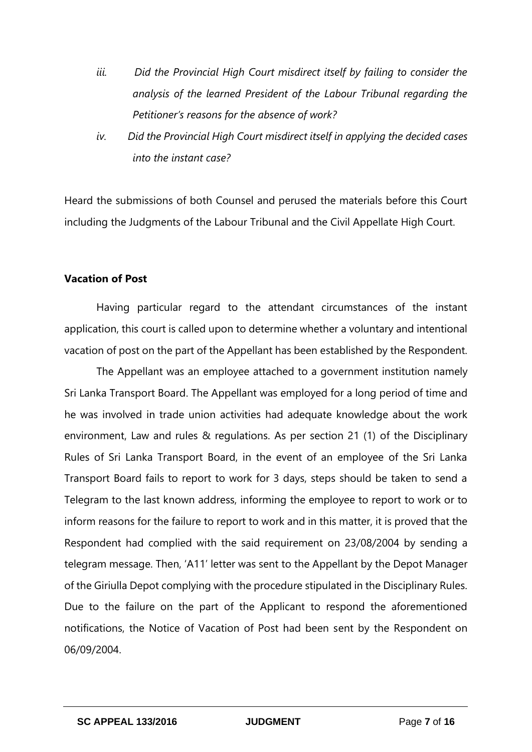*iii. Did the Provincial High Court misdirect itself by failing to consider the analysis of the learned President of the Labour Tribunal regarding the Petitioner's reasons for the absence of work?*

*iv. Did the Provincial High Court misdirect itself in applying the decided cases into the instant case?*

Heard the submissions of both Counsel and perused the materials before this Court including the Judgments of the Labour Tribunal and the Civil Appellate High Court.

**Vacation of Post**

Having particular regard to the attendant circumstances of the instant application, this court is called upon to determine whether a voluntary and intentional vacation of post on the part of the Appellant has been established by the Respondent.

The Appellant was an employee attached to a government institution namely Sri Lanka Transport Board. The Appellant was employed for a long period of time and he was involved in trade union activities had adequate knowledge about the work environment, Law and rules & regulations. As per section 21 (1) of the Disciplinary Rules of Sri Lanka Transport Board, in the event of an employee of the Sri Lanka Transport Board fails to report to work for 3 days, steps should be taken to send a Telegram to the last known address, informing the employee to report to work or to inform reasons for the failure to report to work and in this matter, it is proved that the Respondent had complied with the said requirement on 23/08/2004 by sending a telegram message. Then, 'A11' letter was sent to the Appellant by the Depot Manager of the Giriulla Depot complying with the procedure stipulated in the Disciplinary Rules. Due to the failure on the part of the Applicant to respond the aforementioned notifications, the Notice of Vacation of Post had been sent by the Respondent on 06/09/2004.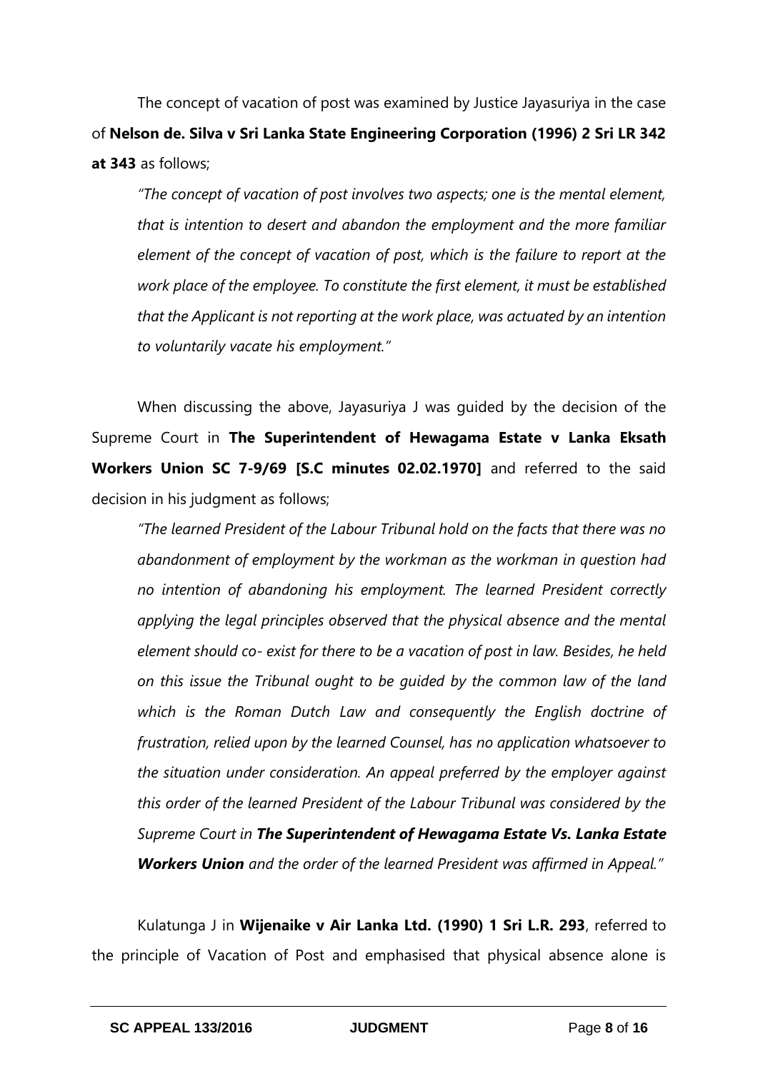The concept of vacation of post was examined by Justice Jayasuriya in the case of **Nelson de. Silva v Sri Lanka State Engineering Corporation (1996) 2 Sri LR 342 at 343** as follows;

> *"The concept of vacation of post involves two aspects; one is the mental element, that is intention to desert and abandon the employment and the more familiar element of the concept of vacation of post, which is the failure to report at the work place of the employee. To constitute the first element, it must be established that the Applicant is not reporting at the work place, was actuated by an intention to voluntarily vacate his employment."*

When discussing the above, Jayasuriya J was guided by the decision of the Supreme Court in **The Superintendent of Hewagama Estate v Lanka Eksath Workers Union SC 7-9/69 [S.C minutes 02.02.1970]** and referred to the said decision in his judgment as follows;

> *"The learned President of the Labour Tribunal hold on the facts that there was no abandonment of employment by the workman as the workman in question had no intention of abandoning his employment. The learned President correctly applying the legal principles observed that the physical absence and the mental element should co- exist for there to be a vacation of post in law. Besides, he held on this issue the Tribunal ought to be guided by the common law of the land which is the Roman Dutch Law and consequently the English doctrine of frustration, relied upon by the learned Counsel, has no application whatsoever to the situation under consideration. An appeal preferred by the employer against this order of the learned President of the Labour Tribunal was considered by the Supreme Court in **The Superintendent of Hewagama Estate Vs. Lanka Estate Workers Union** and the order of the learned President was affirmed in Appeal."*

Kulatunga J in **Wijenaike v Air Lanka Ltd. (1990) 1 Sri L.R. 293**, referred to the principle of Vacation of Post and emphasised that physical absence alone is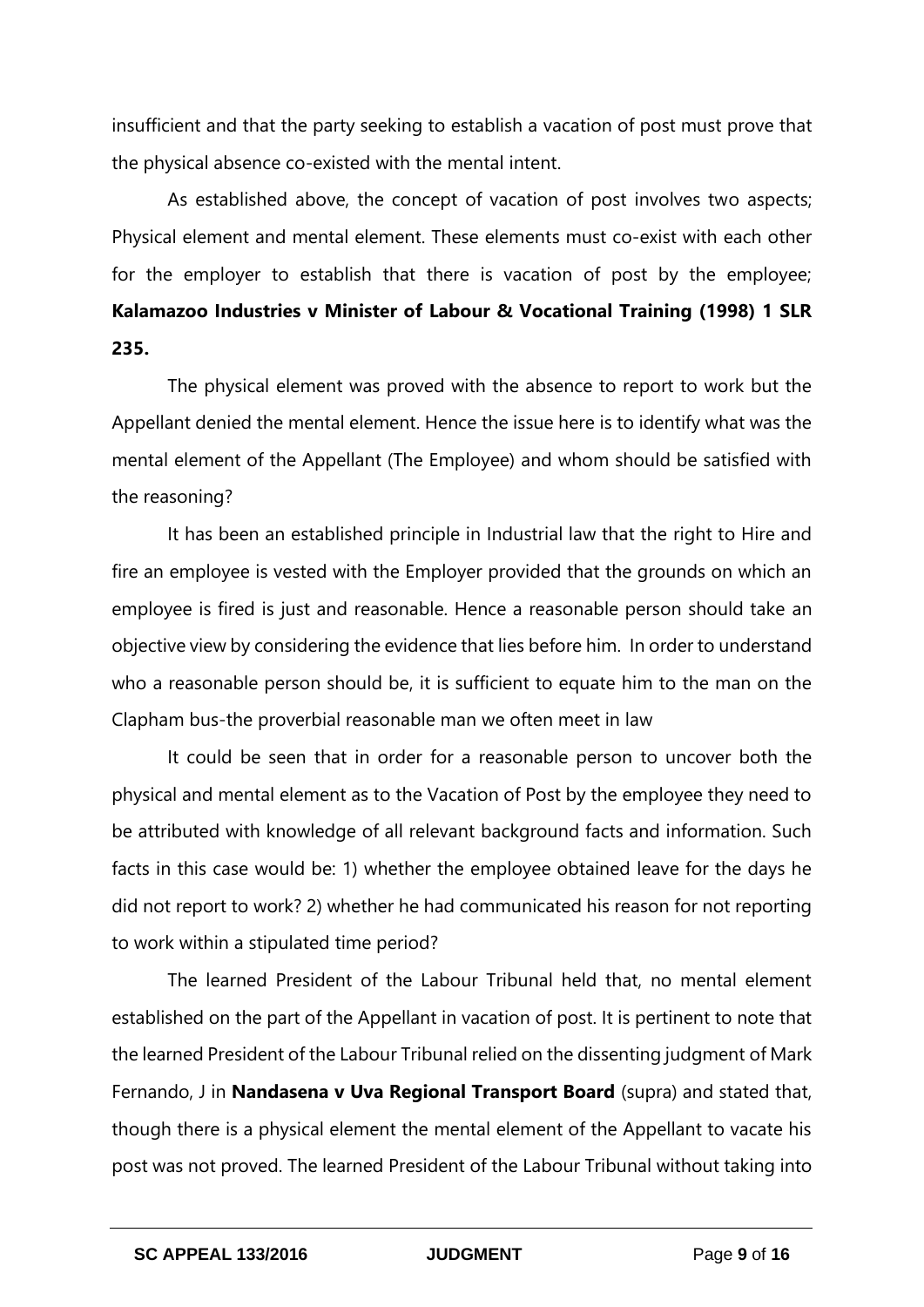insufficient and that the party seeking to establish a vacation of post must prove that the physical absence co-existed with the mental intent.

As established above, the concept of vacation of post involves two aspects; Physical element and mental element. These elements must co-exist with each other for the employer to establish that there is vacation of post by the employee; **Kalamazoo Industries v Minister of Labour & Vocational Training (1998) 1 SLR 235.**

The physical element was proved with the absence to report to work but the Appellant denied the mental element. Hence the issue here is to identify what was the mental element of the Appellant (The Employee) and whom should be satisfied with the reasoning?

It has been an established principle in Industrial law that the right to Hire and fire an employee is vested with the Employer provided that the grounds on which an employee is fired is just and reasonable. Hence a reasonable person should take an objective view by considering the evidence that lies before him. In order to understand who a reasonable person should be, it is sufficient to equate him to the man on the Clapham bus-the proverbial reasonable man we often meet in law

It could be seen that in order for a reasonable person to uncover both the physical and mental element as to the Vacation of Post by the employee they need to be attributed with knowledge of all relevant background facts and information. Such facts in this case would be: 1) whether the employee obtained leave for the days he did not report to work? 2) whether he had communicated his reason for not reporting to work within a stipulated time period?

The learned President of the Labour Tribunal held that, no mental element established on the part of the Appellant in vacation of post. It is pertinent to note that the learned President of the Labour Tribunal relied on the dissenting judgment of Mark Fernando, J in **Nandasena v Uva Regional Transport Board** (supra) and stated that, though there is a physical element the mental element of the Appellant to vacate his post was not proved. The learned President of the Labour Tribunal without taking into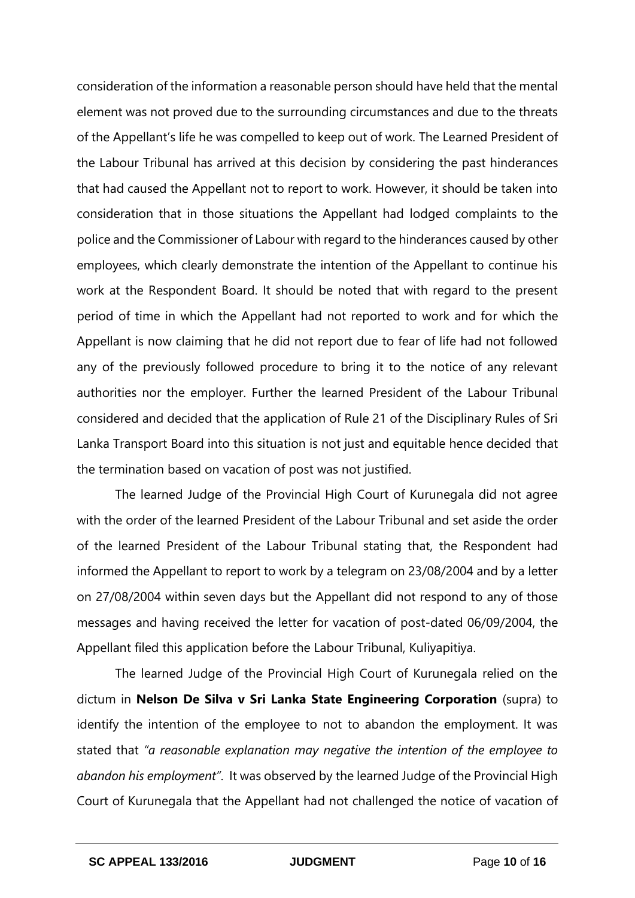consideration of the information a reasonable person should have held that the mental element was not proved due to the surrounding circumstances and due to the threats of the Appellant's life he was compelled to keep out of work. The Learned President of the Labour Tribunal has arrived at this decision by considering the past hinderances that had caused the Appellant not to report to work. However, it should be taken into consideration that in those situations the Appellant had lodged complaints to the police and the Commissioner of Labour with regard to the hinderances caused by other employees, which clearly demonstrate the intention of the Appellant to continue his work at the Respondent Board. It should be noted that with regard to the present period of time in which the Appellant had not reported to work and for which the Appellant is now claiming that he did not report due to fear of life had not followed any of the previously followed procedure to bring it to the notice of any relevant authorities nor the employer. Further the learned President of the Labour Tribunal considered and decided that the application of Rule 21 of the Disciplinary Rules of Sri Lanka Transport Board into this situation is not just and equitable hence decided that the termination based on vacation of post was not justified.

The learned Judge of the Provincial High Court of Kurunegala did not agree with the order of the learned President of the Labour Tribunal and set aside the order of the learned President of the Labour Tribunal stating that, the Respondent had informed the Appellant to report to work by a telegram on 23/08/2004 and by a letter on 27/08/2004 within seven days but the Appellant did not respond to any of those messages and having received the letter for vacation of post-dated 06/09/2004, the Appellant filed this application before the Labour Tribunal, Kuliyapitiya.

The learned Judge of the Provincial High Court of Kurunegala relied on the dictum in **Nelson De Silva v Sri Lanka State Engineering Corporation** (supra) to identify the intention of the employee to not to abandon the employment. It was stated that *"a reasonable explanation may negative the intention of the employee to abandon his employment"*. It was observed by the learned Judge of the Provincial High Court of Kurunegala that the Appellant had not challenged the notice of vacation of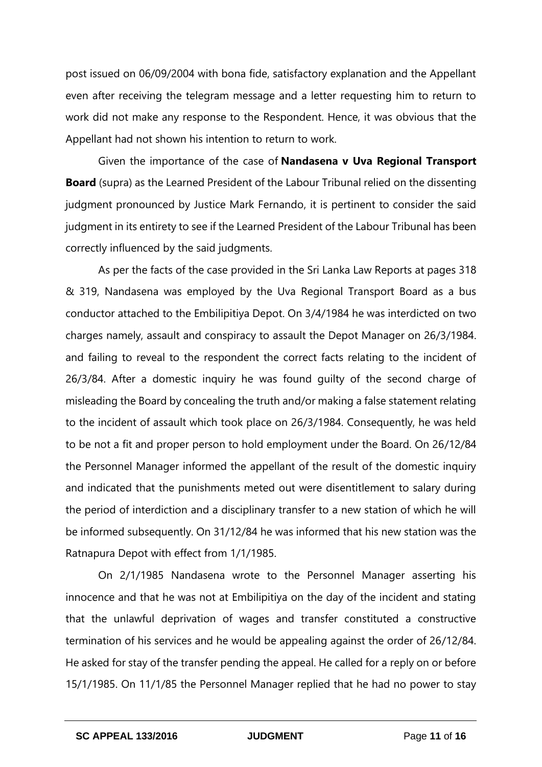post issued on 06/09/2004 with bona fide, satisfactory explanation and the Appellant even after receiving the telegram message and a letter requesting him to return to work did not make any response to the Respondent. Hence, it was obvious that the Appellant had not shown his intention to return to work.

Given the importance of the case of **Nandasena v Uva Regional Transport Board** (supra) as the Learned President of the Labour Tribunal relied on the dissenting judgment pronounced by Justice Mark Fernando, it is pertinent to consider the said judgment in its entirety to see if the Learned President of the Labour Tribunal has been correctly influenced by the said judgments.

As per the facts of the case provided in the Sri Lanka Law Reports at pages 318 & 319, Nandasena was employed by the Uva Regional Transport Board as a bus conductor attached to the Embilipitiya Depot. On 3/4/1984 he was interdicted on two charges namely, assault and conspiracy to assault the Depot Manager on 26/3/1984. and failing to reveal to the respondent the correct facts relating to the incident of 26/3/84. After a domestic inquiry he was found guilty of the second charge of misleading the Board by concealing the truth and/or making a false statement relating to the incident of assault which took place on 26/3/1984. Consequently, he was held to be not a fit and proper person to hold employment under the Board. On 26/12/84 the Personnel Manager informed the appellant of the result of the domestic inquiry and indicated that the punishments meted out were disentitlement to salary during the period of interdiction and a disciplinary transfer to a new station of which he will be informed subsequently. On 31/12/84 he was informed that his new station was the Ratnapura Depot with effect from 1/1/1985.

On 2/1/1985 Nandasena wrote to the Personnel Manager asserting his innocence and that he was not at Embilipitiya on the day of the incident and stating that the unlawful deprivation of wages and transfer constituted a constructive termination of his services and he would be appealing against the order of 26/12/84. He asked for stay of the transfer pending the appeal. He called for a reply on or before 15/1/1985. On 11/1/85 the Personnel Manager replied that he had no power to stay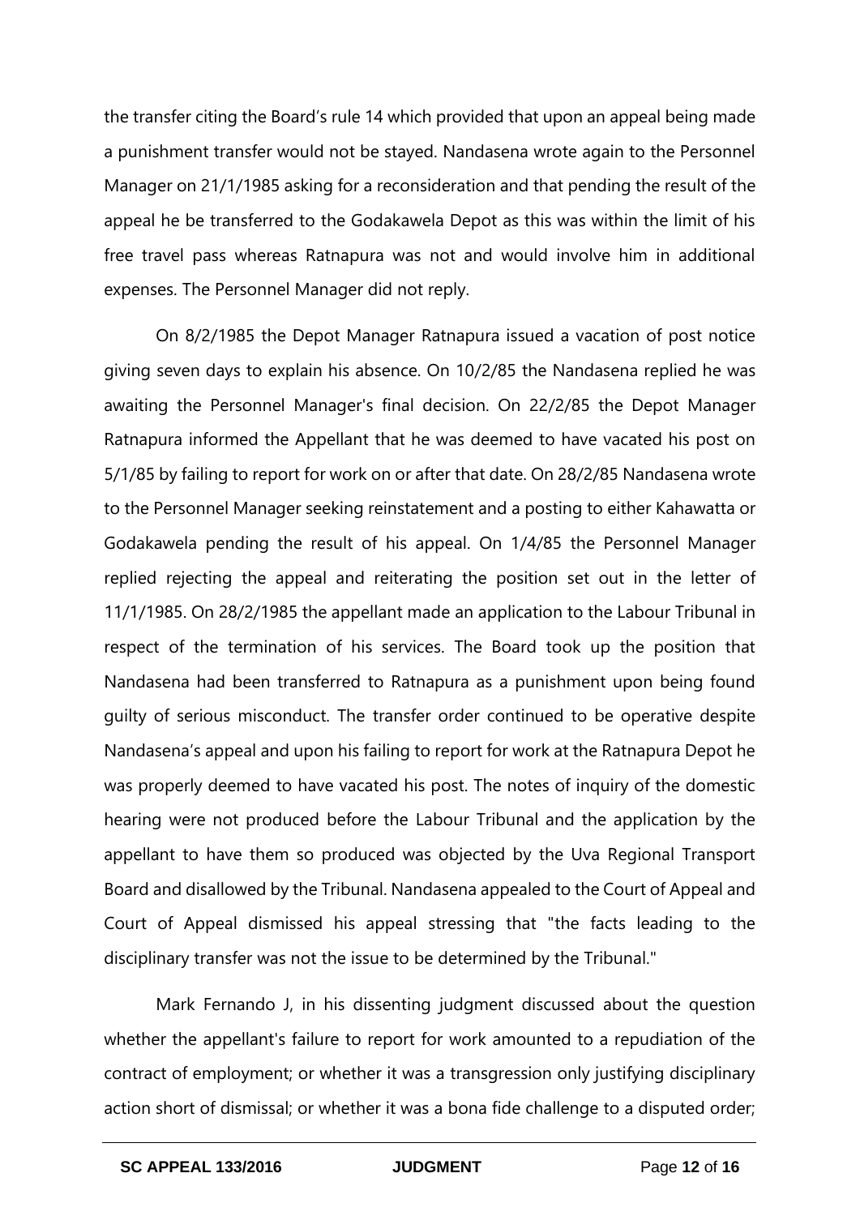the transfer citing the Board's rule 14 which provided that upon an appeal being made a punishment transfer would not be stayed. Nandasena wrote again to the Personnel Manager on 21/1/1985 asking for a reconsideration and that pending the result of the appeal he be transferred to the Godakawela Depot as this was within the limit of his free travel pass whereas Ratnapura was not and would involve him in additional expenses. The Personnel Manager did not reply.

On 8/2/1985 the Depot Manager Ratnapura issued a vacation of post notice giving seven days to explain his absence. On 10/2/85 the Nandasena replied he was awaiting the Personnel Manager's final decision. On 22/2/85 the Depot Manager Ratnapura informed the Appellant that he was deemed to have vacated his post on 5/1/85 by failing to report for work on or after that date. On 28/2/85 Nandasena wrote to the Personnel Manager seeking reinstatement and a posting to either Kahawatta or Godakawela pending the result of his appeal. On 1/4/85 the Personnel Manager replied rejecting the appeal and reiterating the position set out in the letter of 11/1/1985. On 28/2/1985 the appellant made an application to the Labour Tribunal in respect of the termination of his services. The Board took up the position that Nandasena had been transferred to Ratnapura as a punishment upon being found guilty of serious misconduct. The transfer order continued to be operative despite Nandasena's appeal and upon his failing to report for work at the Ratnapura Depot he was properly deemed to have vacated his post. The notes of inquiry of the domestic hearing were not produced before the Labour Tribunal and the application by the appellant to have them so produced was objected by the Uva Regional Transport Board and disallowed by the Tribunal. Nandasena appealed to the Court of Appeal and Court of Appeal dismissed his appeal stressing that "the facts leading to the disciplinary transfer was not the issue to be determined by the Tribunal."

Mark Fernando J, in his dissenting judgment discussed about the question whether the appellant's failure to report for work amounted to a repudiation of the contract of employment; or whether it was a transgression only justifying disciplinary action short of dismissal; or whether it was a bona fide challenge to a disputed order;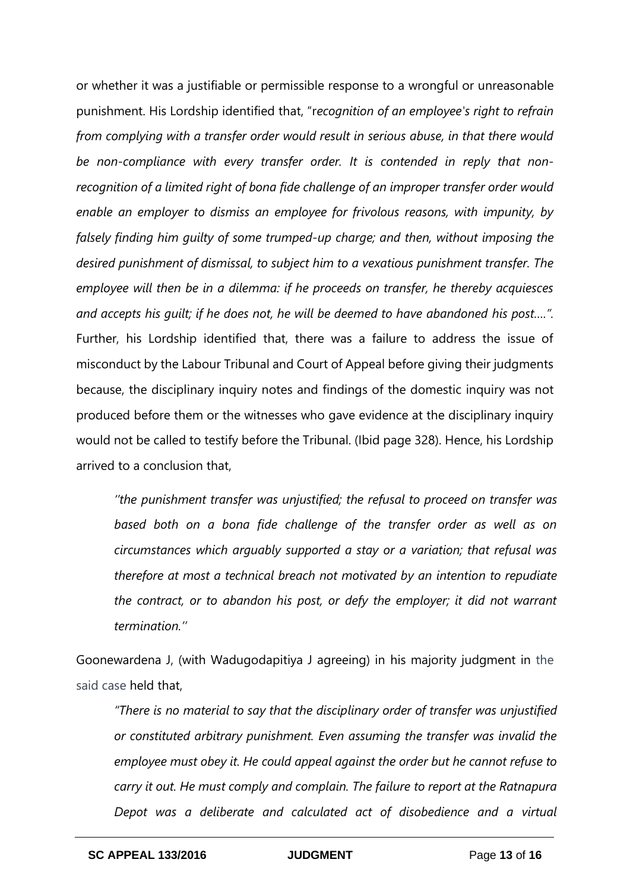or whether it was a justifiable or permissible response to a wrongful or unreasonable punishment. His Lordship identified that, "*recognition of an employee's right to refrain from complying with a transfer order would result in serious abuse, in that there would be non-compliance with every transfer order. It is contended in reply that non-recognition of a limited right of bona fide challenge of an improper transfer order would enable an employer to dismiss an employee for frivolous reasons, with impunity, by falsely finding him guilty of some trumped-up charge; and then, without imposing the desired punishment of dismissal, to subject him to a vexatious punishment transfer. The employee will then be in a dilemma: if he proceeds on transfer, he thereby acquiesces and accepts his guilt; if he does not, he will be deemed to have abandoned his post….*". Further, his Lordship identified that, there was a failure to address the issue of misconduct by the Labour Tribunal and Court of Appeal before giving their judgments because, the disciplinary inquiry notes and findings of the domestic inquiry was not produced before them or the witnesses who gave evidence at the disciplinary inquiry would not be called to testify before the Tribunal. (Ibid page 328). Hence, his Lordship arrived to a conclusion that,

> *''the punishment transfer was unjustified; the refusal to proceed on transfer was based both on a bona fide challenge of the transfer order as well as on circumstances which arguably supported a stay or a variation; that refusal was therefore at most a technical breach not motivated by an intention to repudiate the contract, or to abandon his post, or defy the employer; it did not warrant termination.''*

Goonewardena J, (with Wadugodapitiya J agreeing) in his majority judgment in the said case held that,

> *"There is no material to say that the disciplinary order of transfer was unjustified or constituted arbitrary punishment. Even assuming the transfer was invalid the employee must obey it. He could appeal against the order but he cannot refuse to carry it out. He must comply and complain. The failure to report at the Ratnapura Depot was a deliberate and calculated act of disobedience and a virtual*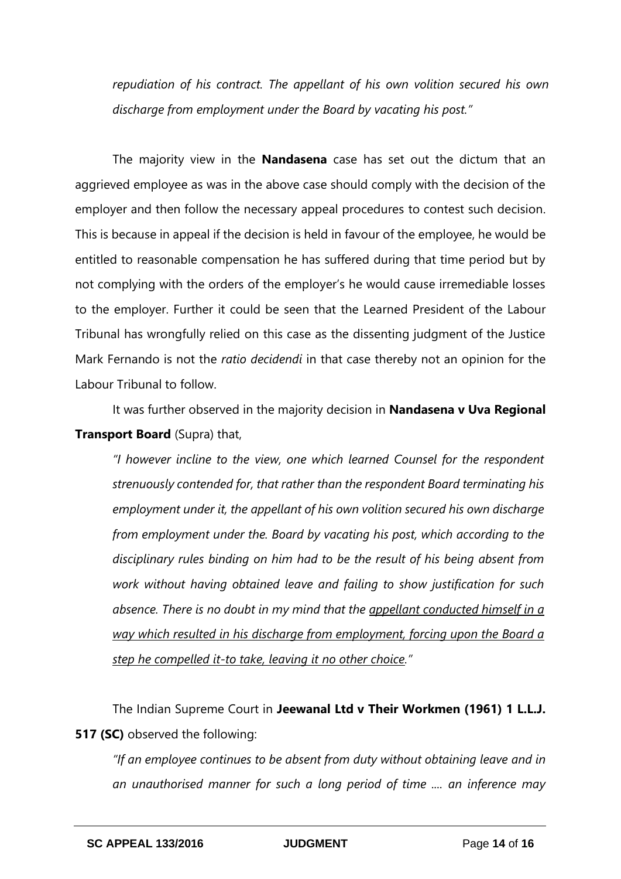*repudiation of his contract. The appellant of his own volition secured his own discharge from employment under the Board by vacating his post."*

The majority view in the **Nandasena** case has set out the dictum that an aggrieved employee as was in the above case should comply with the decision of the employer and then follow the necessary appeal procedures to contest such decision. This is because in appeal if the decision is held in favour of the employee, he would be entitled to reasonable compensation he has suffered during that time period but by not complying with the orders of the employer's he would cause irremediable losses to the employer. Further it could be seen that the Learned President of the Labour Tribunal has wrongfully relied on this case as the dissenting judgment of the Justice Mark Fernando is not the *ratio decidendi* in that case thereby not an opinion for the Labour Tribunal to follow.

It was further observed in the majority decision in **Nandasena v Uva Regional Transport Board** (Supra) that,

> *"I however incline to the view, one which learned Counsel for the respondent strenuously contended for, that rather than the respondent Board terminating his employment under it, the appellant of his own volition secured his own discharge from employment under the. Board by vacating his post, which according to the disciplinary rules binding on him had to be the result of his being absent from work without having obtained leave and failing to show justification for such absence. There is no doubt in my mind that the <u>appellant conducted himself in a way which resulted in his discharge from employment, forcing upon the Board a step he compelled it-to take, leaving it no other choice</u>."*

The Indian Supreme Court in **Jeewanal Ltd v Their Workmen (1961) 1 L.L.J. 517 (SC)** observed the following:

> *"If an employee continues to be absent from duty without obtaining leave and in an unauthorised manner for such a long period of time .... an inference may*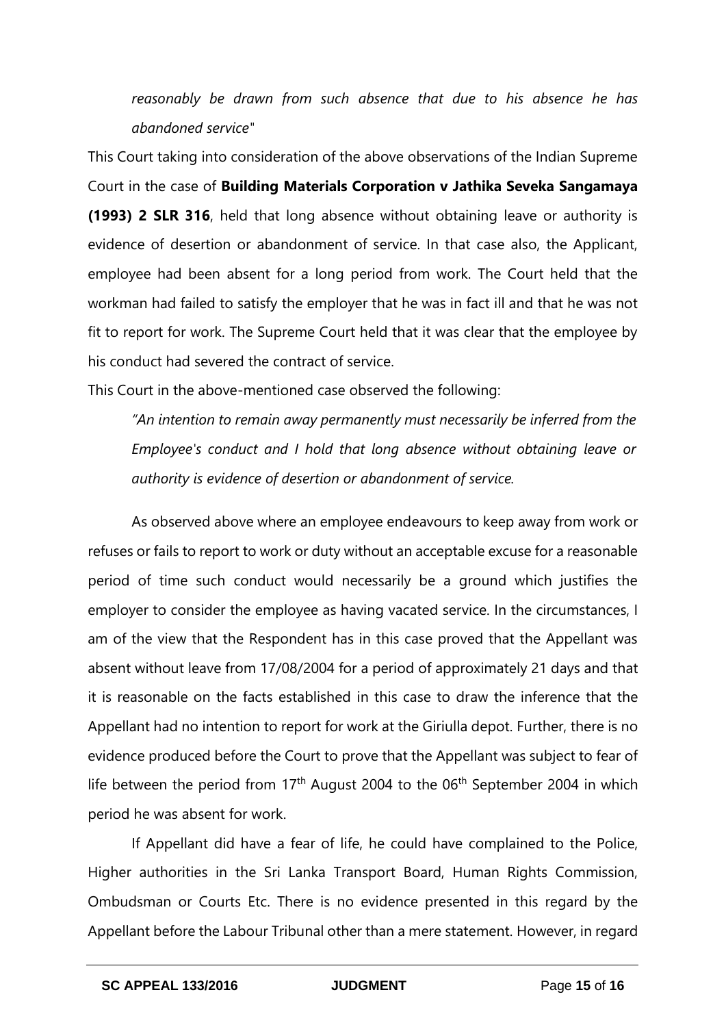*reasonably be drawn from such absence that due to his absence he has abandoned service"*

This Court taking into consideration of the above observations of the Indian Supreme Court in the case of **Building Materials Corporation v Jathika Seveka Sangamaya (1993) 2 SLR 316**, held that long absence without obtaining leave or authority is evidence of desertion or abandonment of service. In that case also, the Applicant, employee had been absent for a long period from work. The Court held that the workman had failed to satisfy the employer that he was in fact ill and that he was not fit to report for work. The Supreme Court held that it was clear that the employee by his conduct had severed the contract of service.

This Court in the above-mentioned case observed the following:

> *"An intention to remain away permanently must necessarily be inferred from the Employee's conduct and I hold that long absence without obtaining leave or authority is evidence of desertion or abandonment of service.*

As observed above where an employee endeavours to keep away from work or refuses or fails to report to work or duty without an acceptable excuse for a reasonable period of time such conduct would necessarily be a ground which justifies the employer to consider the employee as having vacated service. In the circumstances, I am of the view that the Respondent has in this case proved that the Appellant was absent without leave from 17/08/2004 for a period of approximately 21 days and that it is reasonable on the facts established in this case to draw the inference that the Appellant had no intention to report for work at the Giriulla depot. Further, there is no evidence produced before the Court to prove that the Appellant was subject to fear of life between the period from 17th August 2004 to the 06th September 2004 in which period he was absent for work.

If Appellant did have a fear of life, he could have complained to the Police, Higher authorities in the Sri Lanka Transport Board, Human Rights Commission, Ombudsman or Courts Etc. There is no evidence presented in this regard by the Appellant before the Labour Tribunal other than a mere statement. However, in regard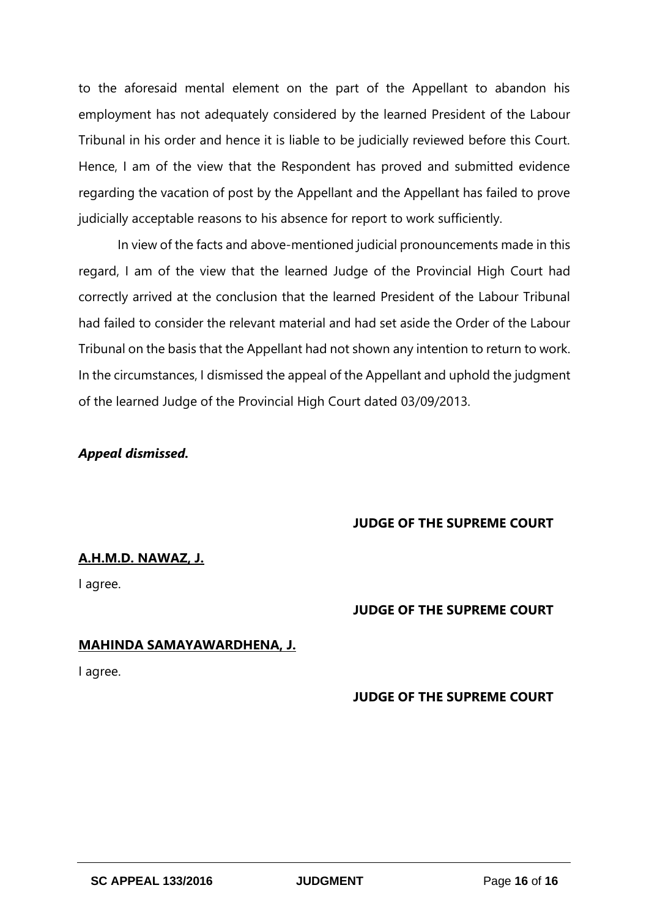to the aforesaid mental element on the part of the Appellant to abandon his employment has not adequately considered by the learned President of the Labour Tribunal in his order and hence it is liable to be judicially reviewed before this Court. Hence, I am of the view that the Respondent has proved and submitted evidence regarding the vacation of post by the Appellant and the Appellant has failed to prove judicially acceptable reasons to his absence for report to work sufficiently.

In view of the facts and above-mentioned judicial pronouncements made in this regard, I am of the view that the learned Judge of the Provincial High Court had correctly arrived at the conclusion that the learned President of the Labour Tribunal had failed to consider the relevant material and had set aside the Order of the Labour Tribunal on the basis that the Appellant had not shown any intention to return to work. In the circumstances, I dismissed the appeal of the Appellant and uphold the judgment of the learned Judge of the Provincial High Court dated 03/09/2013.

***Appeal dismissed.***

**JUDGE OF THE SUPREME COURT**

**A.H.M.D. NAWAZ, J.**

I agree.

**JUDGE OF THE SUPREME COURT**

**MAHINDA SAMAYAWARDHENA, J.**

I agree.

**JUDGE OF THE SUPREME COURT**